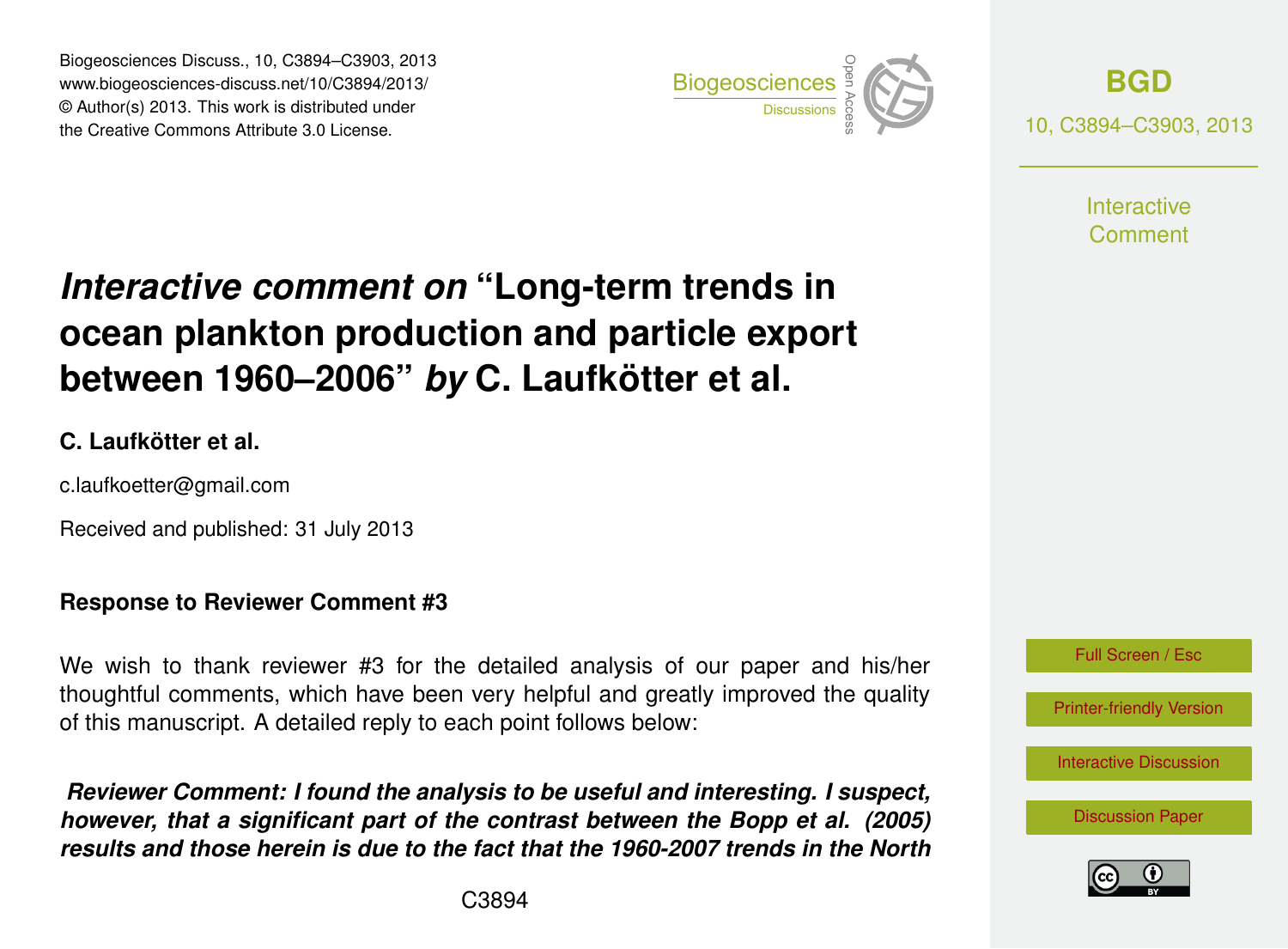# *Interactive comment on* "Long-term trends in ocean plankton production and particle export between 1960–2006" *by* C. Laufkötter et al.

**C. Laufkötter et al.**

c.laufkoetter@gmail.com

Received and published: 31 July 2013

**Response to Reviewer Comment #3**

We wish to thank reviewer #3 for the detailed analysis of our paper and his/her thoughtful comments, which have been very helpful and greatly improved the quality of this manuscript. A detailed reply to each point follows below:

***Reviewer Comment: I found the analysis to be useful and interesting. I suspect, however, that a significant part of the contrast between the Bopp et al. (2005) results and those herein is due to the fact that the 1960-2007 trends in the North***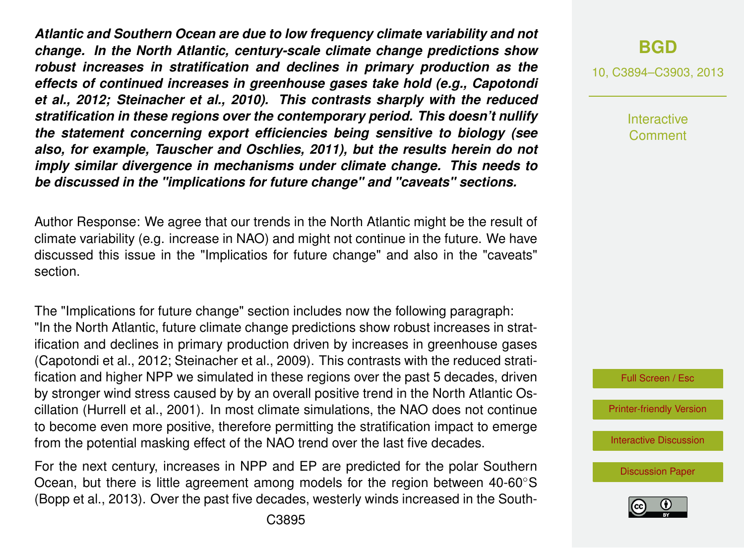***Atlantic and Southern Ocean are due to low frequency climate variability and not change. In the North Atlantic, century-scale climate change predictions show robust increases in stratification and declines in primary production as the effects of continued increases in greenhouse gases take hold (e.g., Capotondi et al., 2012; Steinacher et al., 2010). This contrasts sharply with the reduced stratification in these regions over the contemporary period. This doesn't nullify the statement concerning export efficiencies being sensitive to biology (see also, for example, Tauscher and Oschlies, 2011), but the results herein do not imply similar divergence in mechanisms under climate change. This needs to be discussed in the "implications for future change" and "caveats" sections.***

Author Response: We agree that our trends in the North Atlantic might be the result of climate variability (e.g. increase in NAO) and might not continue in the future. We have discussed this issue in the "Implicatios for future change" and also in the "caveats" section.

The "Implications for future change" section includes now the following paragraph: "In the North Atlantic, future climate change predictions show robust increases in stratification and declines in primary production driven by increases in greenhouse gases (Capotondi et al., 2012; Steinacher et al., 2009). This contrasts with the reduced stratification and higher NPP we simulated in these regions over the past 5 decades, driven by stronger wind stress caused by by an overall positive trend in the North Atlantic Oscillation (Hurrell et al., 2001). In most climate simulations, the NAO does not continue to become even more positive, therefore permitting the stratification impact to emerge from the potential masking effect of the NAO trend over the last five decades.

For the next century, increases in NPP and EP are predicted for the polar Southern Ocean, but there is little agreement among models for the region between 40-60°S (Bopp et al., 2013). Over the past five decades, westerly winds increased in the South-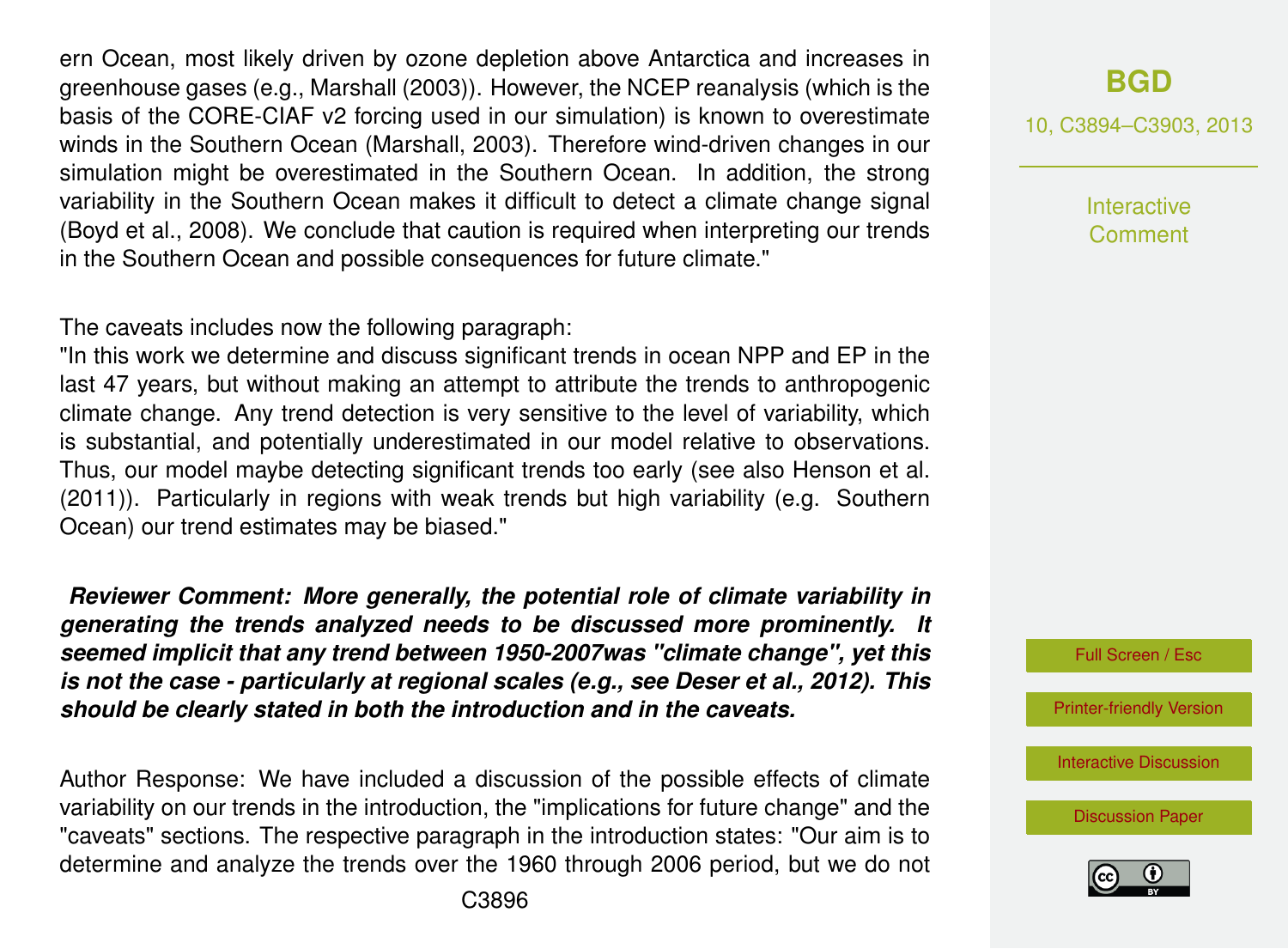ern Ocean, most likely driven by ozone depletion above Antarctica and increases in greenhouse gases (e.g., Marshall (2003)). However, the NCEP reanalysis (which is the basis of the CORE-CIAF v2 forcing used in our simulation) is known to overestimate winds in the Southern Ocean (Marshall, 2003). Therefore wind-driven changes in our simulation might be overestimated in the Southern Ocean. In addition, the strong variability in the Southern Ocean makes it difficult to detect a climate change signal (Boyd et al., 2008). We conclude that caution is required when interpreting our trends in the Southern Ocean and possible consequences for future climate."

The caveats includes now the following paragraph:
"In this work we determine and discuss significant trends in ocean NPP and EP in the last 47 years, but without making an attempt to attribute the trends to anthropogenic climate change. Any trend detection is very sensitive to the level of variability, which is substantial, and potentially underestimated in our model relative to observations. Thus, our model maybe detecting significant trends too early (see also Henson et al. (2011)). Particularly in regions with weak trends but high variability (e.g. Southern Ocean) our trend estimates may be biased."

***Reviewer Comment: More generally, the potential role of climate variability in generating the trends analyzed needs to be discussed more prominently. It seemed implicit that any trend between 1950-2007was "climate change", yet this is not the case - particularly at regional scales (e.g., see Deser et al., 2012). This should be clearly stated in both the introduction and in the caveats.***

Author Response: We have included a discussion of the possible effects of climate variability on our trends in the introduction, the "implications for future change" and the "caveats" sections. The respective paragraph in the introduction states: "Our aim is to determine and analyze the trends over the 1960 through 2006 period, but we do not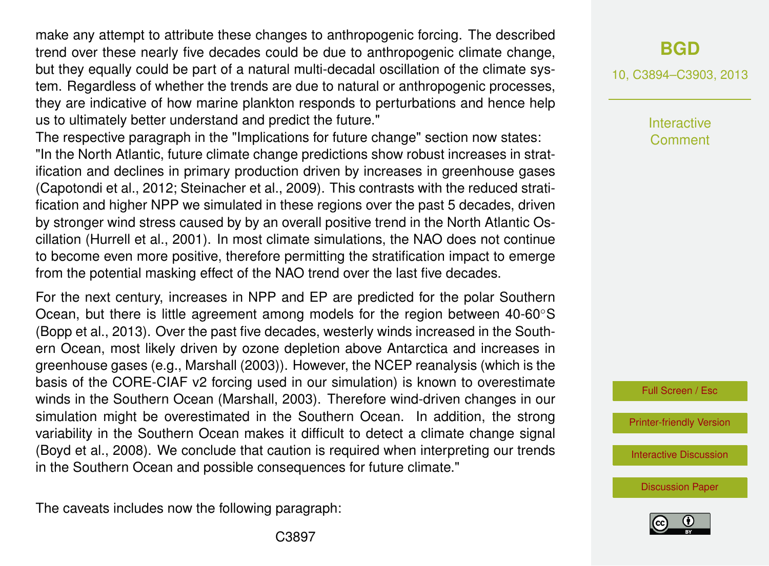make any attempt to attribute these changes to anthropogenic forcing. The described trend over these nearly five decades could be due to anthropogenic climate change, but they equally could be part of a natural multi-decadal oscillation of the climate system. Regardless of whether the trends are due to natural or anthropogenic processes, they are indicative of how marine plankton responds to perturbations and hence help us to ultimately better understand and predict the future."

The respective paragraph in the "Implications for future change" section now states: "In the North Atlantic, future climate change predictions show robust increases in stratification and declines in primary production driven by increases in greenhouse gases (Capotondi et al., 2012; Steinacher et al., 2009). This contrasts with the reduced stratification and higher NPP we simulated in these regions over the past 5 decades, driven by stronger wind stress caused by by an overall positive trend in the North Atlantic Oscillation (Hurrell et al., 2001). In most climate simulations, the NAO does not continue to become even more positive, therefore permitting the stratification impact to emerge from the potential masking effect of the NAO trend over the last five decades.

For the next century, increases in NPP and EP are predicted for the polar Southern Ocean, but there is little agreement among models for the region between 40-60°S (Bopp et al., 2013). Over the past five decades, westerly winds increased in the Southern Ocean, most likely driven by ozone depletion above Antarctica and increases in greenhouse gases (e.g., Marshall (2003)). However, the NCEP reanalysis (which is the basis of the CORE-CIAF v2 forcing used in our simulation) is known to overestimate winds in the Southern Ocean (Marshall, 2003). Therefore wind-driven changes in our simulation might be overestimated in the Southern Ocean. In addition, the strong variability in the Southern Ocean makes it difficult to detect a climate change signal (Boyd et al., 2008). We conclude that caution is required when interpreting our trends in the Southern Ocean and possible consequences for future climate."

The caveats includes now the following paragraph: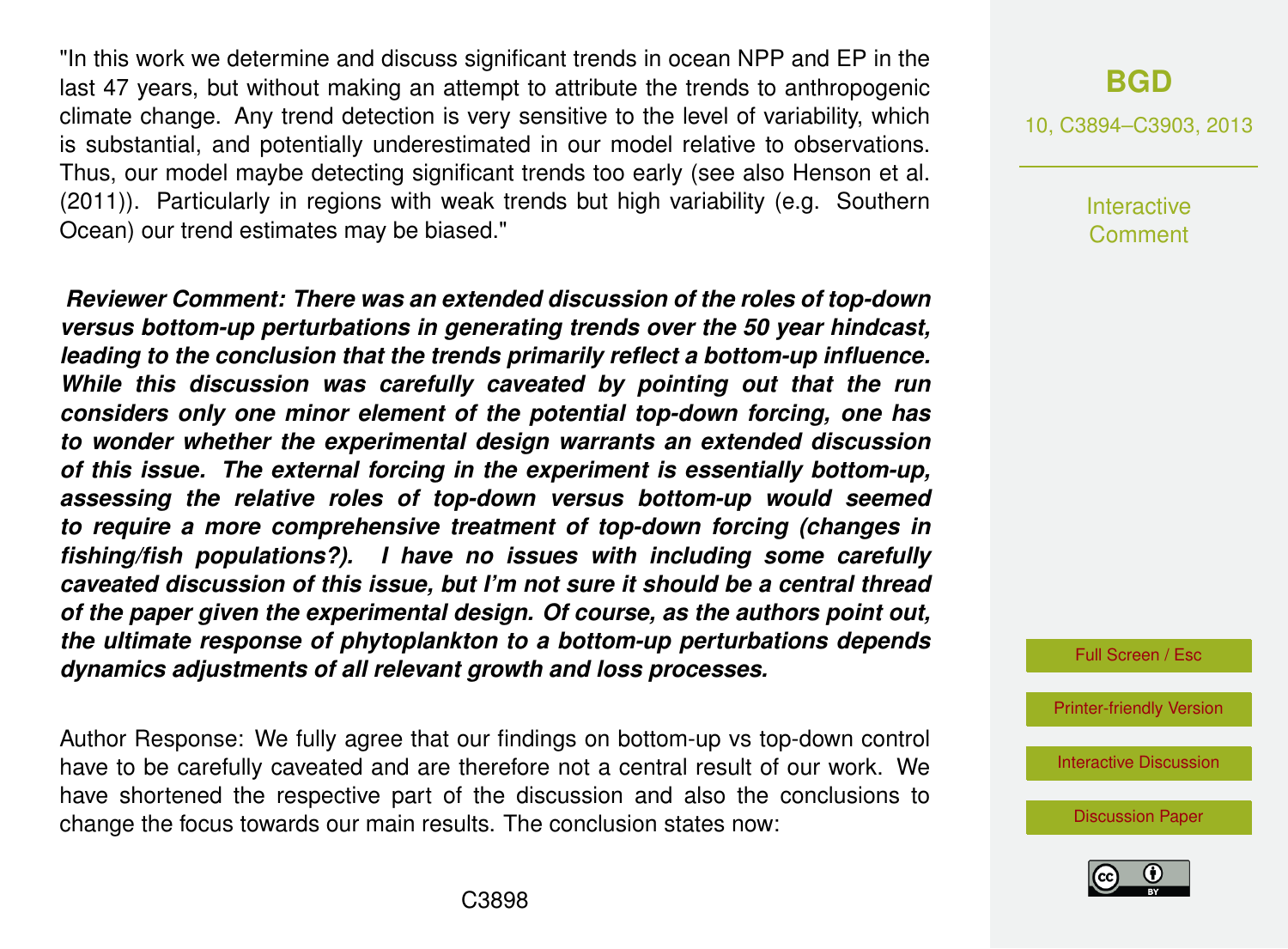"In this work we determine and discuss significant trends in ocean NPP and EP in the last 47 years, but without making an attempt to attribute the trends to anthropogenic climate change. Any trend detection is very sensitive to the level of variability, which is substantial, and potentially underestimated in our model relative to observations. Thus, our model maybe detecting significant trends too early (see also Henson et al. (2011)). Particularly in regions with weak trends but high variability (e.g. Southern Ocean) our trend estimates may be biased."

***Reviewer Comment: There was an extended discussion of the roles of top-down versus bottom-up perturbations in generating trends over the 50 year hindcast, leading to the conclusion that the trends primarily reflect a bottom-up influence. While this discussion was carefully caveated by pointing out that the run considers only one minor element of the potential top-down forcing, one has to wonder whether the experimental design warrants an extended discussion of this issue. The external forcing in the experiment is essentially bottom-up, assessing the relative roles of top-down versus bottom-up would seemed to require a more comprehensive treatment of top-down forcing (changes in fishing/fish populations?). I have no issues with including some carefully caveated discussion of this issue, but I'm not sure it should be a central thread of the paper given the experimental design. Of course, as the authors point out, the ultimate response of phytoplankton to a bottom-up perturbations depends dynamics adjustments of all relevant growth and loss processes.***

Author Response: We fully agree that our findings on bottom-up vs top-down control have to be carefully caveated and are therefore not a central result of our work. We have shortened the respective part of the discussion and also the conclusions to change the focus towards our main results. The conclusion states now: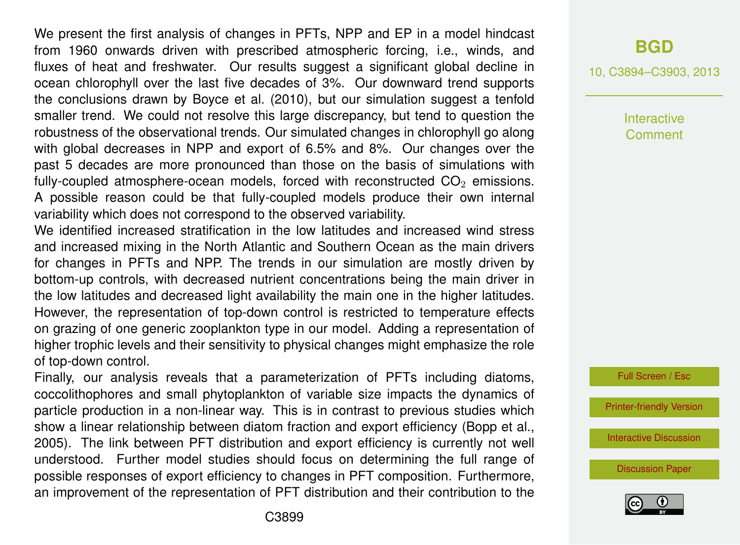We present the first analysis of changes in PFTs, NPP and EP in a model hindcast from 1960 onwards driven with prescribed atmospheric forcing, i.e., winds, and fluxes of heat and freshwater. Our results suggest a significant global decline in ocean chlorophyll over the last five decades of 3%. Our downward trend supports the conclusions drawn by Boyce et al. (2010), but our simulation suggest a tenfold smaller trend. We could not resolve this large discrepancy, but tend to question the robustness of the observational trends. Our simulated changes in chlorophyll go along with global decreases in NPP and export of 6.5% and 8%. Our changes over the past 5 decades are more pronounced than those on the basis of simulations with fully-coupled atmosphere-ocean models, forced with reconstructed $CO_2$ emissions. A possible reason could be that fully-coupled models produce their own internal variability which does not correspond to the observed variability.

We identified increased stratification in the low latitudes and increased wind stress and increased mixing in the North Atlantic and Southern Ocean as the main drivers for changes in PFTs and NPP. The trends in our simulation are mostly driven by bottom-up controls, with decreased nutrient concentrations being the main driver in the low latitudes and decreased light availability the main one in the higher latitudes. However, the representation of top-down control is restricted to temperature effects on grazing of one generic zooplankton type in our model. Adding a representation of higher trophic levels and their sensitivity to physical changes might emphasize the role of top-down control.

Finally, our analysis reveals that a parameterization of PFTs including diatoms, coccolithophores and small phytoplankton of variable size impacts the dynamics of particle production in a non-linear way. This is in contrast to previous studies which show a linear relationship between diatom fraction and export efficiency (Bopp et al., 2005). The link between PFT distribution and export efficiency is currently not well understood. Further model studies should focus on determining the full range of possible responses of export efficiency to changes in PFT composition. Furthermore, an improvement of the representation of PFT distribution and their contribution to the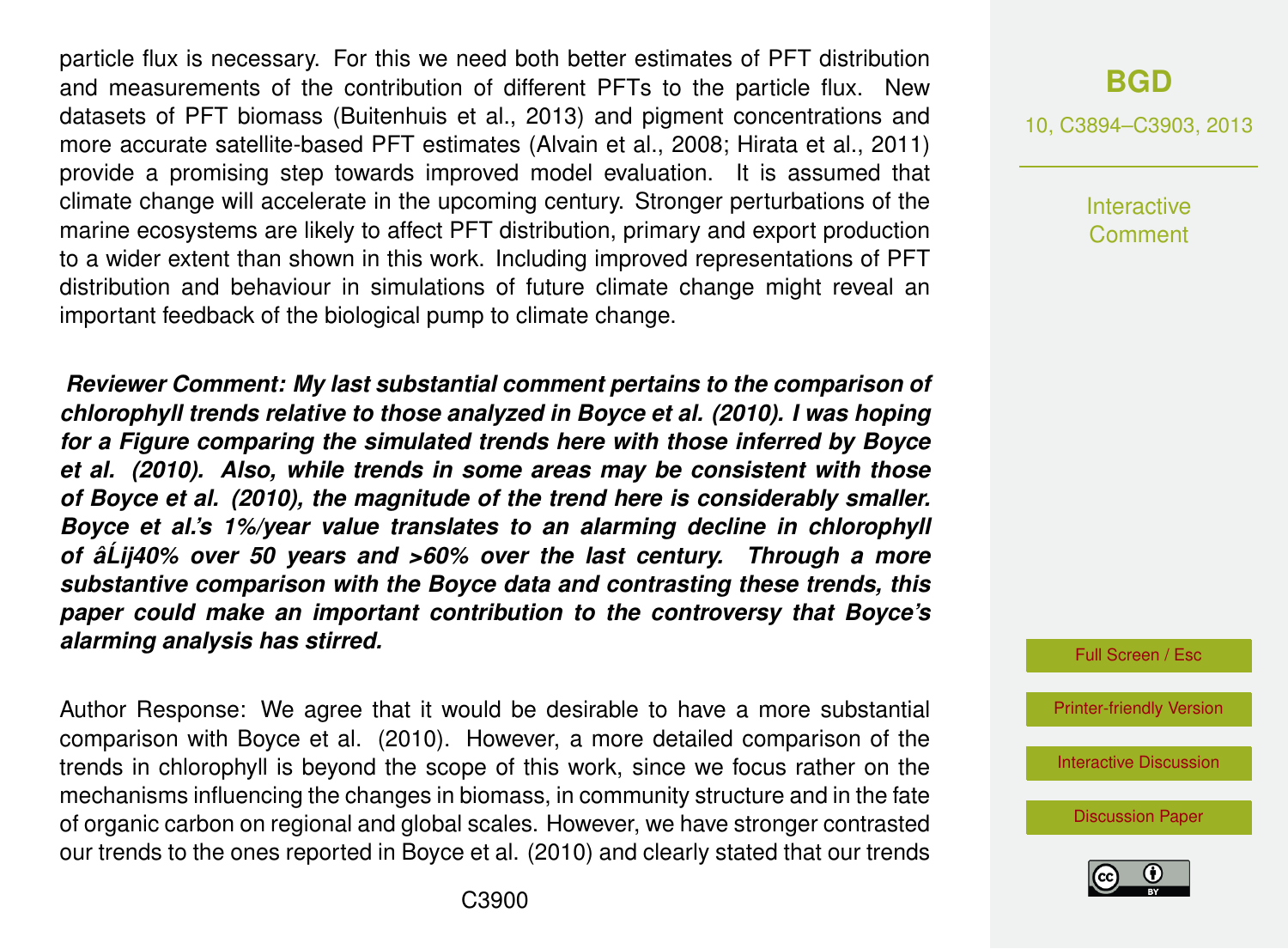particle flux is necessary. For this we need both better estimates of PFT distribution and measurements of the contribution of different PFTs to the particle flux. New datasets of PFT biomass (Buitenhuis et al., 2013) and pigment concentrations and more accurate satellite-based PFT estimates (Alvain et al., 2008; Hirata et al., 2011) provide a promising step towards improved model evaluation. It is assumed that climate change will accelerate in the upcoming century. Stronger perturbations of the marine ecosystems are likely to affect PFT distribution, primary and export production to a wider extent than shown in this work. Including improved representations of PFT distribution and behaviour in simulations of future climate change might reveal an important feedback of the biological pump to climate change.

***Reviewer Comment: My last substantial comment pertains to the comparison of chlorophyll trends relative to those analyzed in Boyce et al. (2010). I was hoping for a Figure comparing the simulated trends here with those inferred by Boyce et al. (2010). Also, while trends in some areas may be consistent with those of Boyce et al. (2010), the magnitude of the trend here is considerably smaller. Boyce et al.'s 1%/year value translates to an alarming decline in chlorophyll of âĹij40% over 50 years and >60% over the last century. Through a more substantive comparison with the Boyce data and contrasting these trends, this paper could make an important contribution to the controversy that Boyce's alarming analysis has stirred.***

Author Response: We agree that it would be desirable to have a more substantial comparison with Boyce et al. (2010). However, a more detailed comparison of the trends in chlorophyll is beyond the scope of this work, since we focus rather on the mechanisms influencing the changes in biomass, in community structure and in the fate of organic carbon on regional and global scales. However, we have stronger contrasted our trends to the ones reported in Boyce et al. (2010) and clearly stated that our trends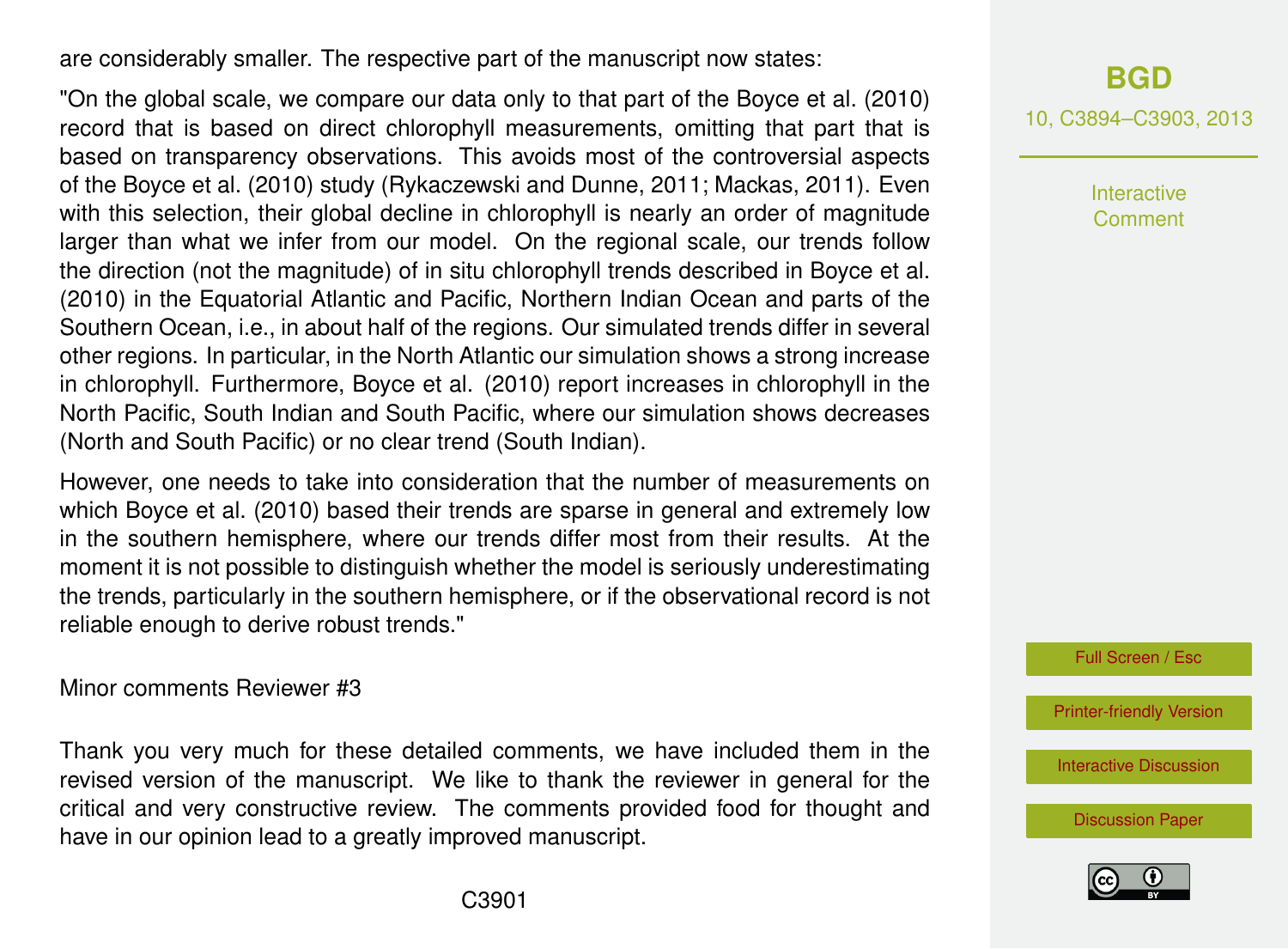are considerably smaller. The respective part of the manuscript now states:

"On the global scale, we compare our data only to that part of the Boyce et al. (2010) record that is based on direct chlorophyll measurements, omitting that part that is based on transparency observations. This avoids most of the controversial aspects of the Boyce et al. (2010) study (Rykaczewski and Dunne, 2011; Mackas, 2011). Even with this selection, their global decline in chlorophyll is nearly an order of magnitude larger than what we infer from our model. On the regional scale, our trends follow the direction (not the magnitude) of in situ chlorophyll trends described in Boyce et al. (2010) in the Equatorial Atlantic and Pacific, Northern Indian Ocean and parts of the Southern Ocean, i.e., in about half of the regions. Our simulated trends differ in several other regions. In particular, in the North Atlantic our simulation shows a strong increase in chlorophyll. Furthermore, Boyce et al. (2010) report increases in chlorophyll in the North Pacific, South Indian and South Pacific, where our simulation shows decreases (North and South Pacific) or no clear trend (South Indian).

However, one needs to take into consideration that the number of measurements on which Boyce et al. (2010) based their trends are sparse in general and extremely low in the southern hemisphere, where our trends differ most from their results. At the moment it is not possible to distinguish whether the model is seriously underestimating the trends, particularly in the southern hemisphere, or if the observational record is not reliable enough to derive robust trends."

Minor comments Reviewer #3

Thank you very much for these detailed comments, we have included them in the revised version of the manuscript. We like to thank the reviewer in general for the critical and very constructive review. The comments provided food for thought and have in our opinion lead to a greatly improved manuscript.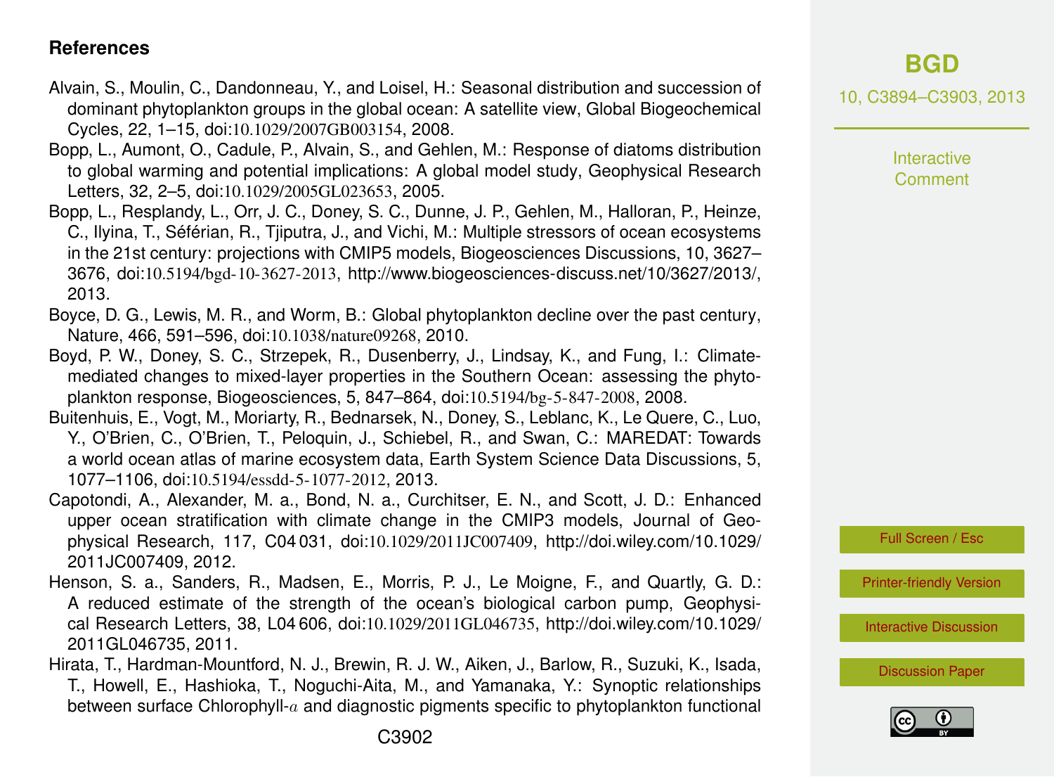## References

Alvain, S., Moulin, C., Dandonneau, Y., and Loisel, H.: Seasonal distribution and succession of dominant phytoplankton groups in the global ocean: A satellite view, Global Biogeochemical Cycles, 22, 1–15, doi:10.1029/2007GB003154, 2008.

Bopp, L., Aumont, O., Cadule, P., Alvain, S., and Gehlen, M.: Response of diatoms distribution to global warming and potential implications: A global model study, Geophysical Research Letters, 32, 2–5, doi:10.1029/2005GL023653, 2005.

Bopp, L., Resplandy, L., Orr, J. C., Doney, S. C., Dunne, J. P., Gehlen, M., Halloran, P., Heinze, C., Ilyina, T., Séférian, R., Tjiputra, J., and Vichi, M.: Multiple stressors of ocean ecosystems in the 21st century: projections with CMIP5 models, Biogeosciences Discussions, 10, 3627–3676, doi:10.5194/bgd-10-3627-2013, http://www.biogeosciences-discuss.net/10/3627/2013/, 2013.

Boyce, D. G., Lewis, M. R., and Worm, B.: Global phytoplankton decline over the past century, Nature, 466, 591–596, doi:10.1038/nature09268, 2010.

Boyd, P. W., Doney, S. C., Strzepek, R., Dusenberry, J., Lindsay, K., and Fung, I.: Climate-mediated changes to mixed-layer properties in the Southern Ocean: assessing the phytoplankton response, Biogeosciences, 5, 847–864, doi:10.5194/bg-5-847-2008, 2008.

Buitenhuis, E., Vogt, M., Moriarty, R., Bednarsek, N., Doney, S., Leblanc, K., Le Quere, C., Luo, Y., O'Brien, C., O'Brien, T., Peloquin, J., Schiebel, R., and Swan, C.: MAREDAT: Towards a world ocean atlas of marine ecosystem data, Earth System Science Data Discussions, 5, 1077–1106, doi:10.5194/essdd-5-1077-2012, 2013.

Capotondi, A., Alexander, M. a., Bond, N. a., Curchitser, E. N., and Scott, J. D.: Enhanced upper ocean stratification with climate change in the CMIP3 models, Journal of Geophysical Research, 117, C04 031, doi:10.1029/2011JC007409, http://doi.wiley.com/10.1029/2011JC007409, 2012.

Henson, S. a., Sanders, R., Madsen, E., Morris, P. J., Le Moigne, F., and Quartly, G. D.: A reduced estimate of the strength of the ocean's biological carbon pump, Geophysical Research Letters, 38, L04 606, doi:10.1029/2011GL046735, http://doi.wiley.com/10.1029/2011GL046735, 2011.

Hirata, T., Hardman-Mountford, N. J., Brewin, R. J. W., Aiken, J., Barlow, R., Suzuki, K., Isada, T., Howell, E., Hashioka, T., Noguchi-Aita, M., and Yamanaka, Y.: Synoptic relationships between surface Chlorophyll-$a$ and diagnostic pigments specific to phytoplankton functional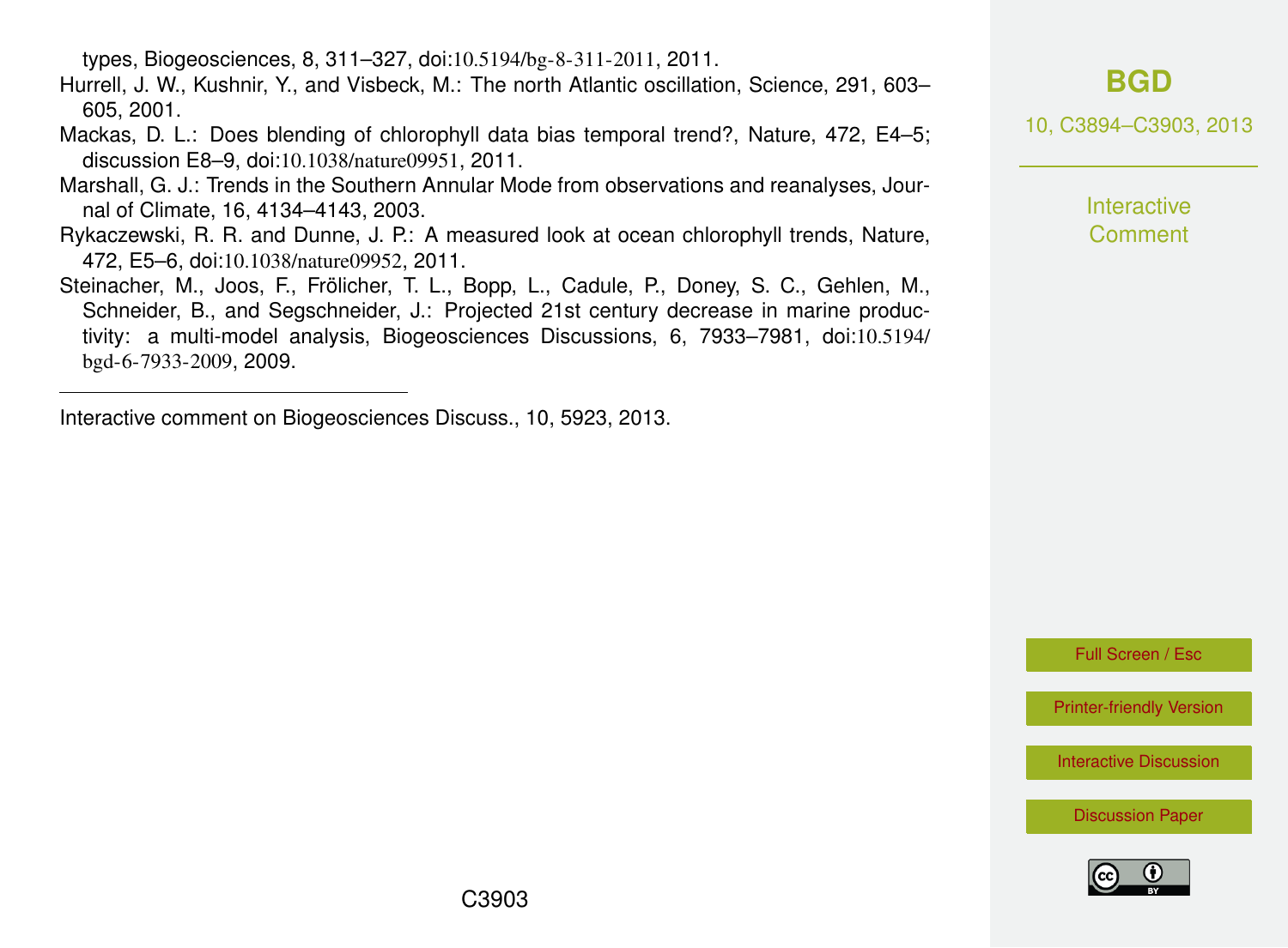types, Biogeosciences, 8, 311–327, doi:10.5194/bg-8-311-2011, 2011.

Hurrell, J. W., Kushnir, Y., and Visbeck, M.: The north Atlantic oscillation, Science, 291, 603–605, 2001.

Mackas, D. L.: Does blending of chlorophyll data bias temporal trend?, Nature, 472, E4–5; discussion E8–9, doi:10.1038/nature09951, 2011.

Marshall, G. J.: Trends in the Southern Annular Mode from observations and reanalyses, Journal of Climate, 16, 4134–4143, 2003.

Rykaczewski, R. R. and Dunne, J. P.: A measured look at ocean chlorophyll trends, Nature, 472, E5–6, doi:10.1038/nature09952, 2011.

Steinacher, M., Joos, F., Frölicher, T. L., Bopp, L., Cadule, P., Doney, S. C., Gehlen, M., Schneider, B., and Segschneider, J.: Projected 21st century decrease in marine productivity: a multi-model analysis, Biogeosciences Discussions, 6, 7933–7981, doi:10.5194/bgd-6-7933-2009, 2009.

---

Interactive comment on Biogeosciences Discuss., 10, 5923, 2013.